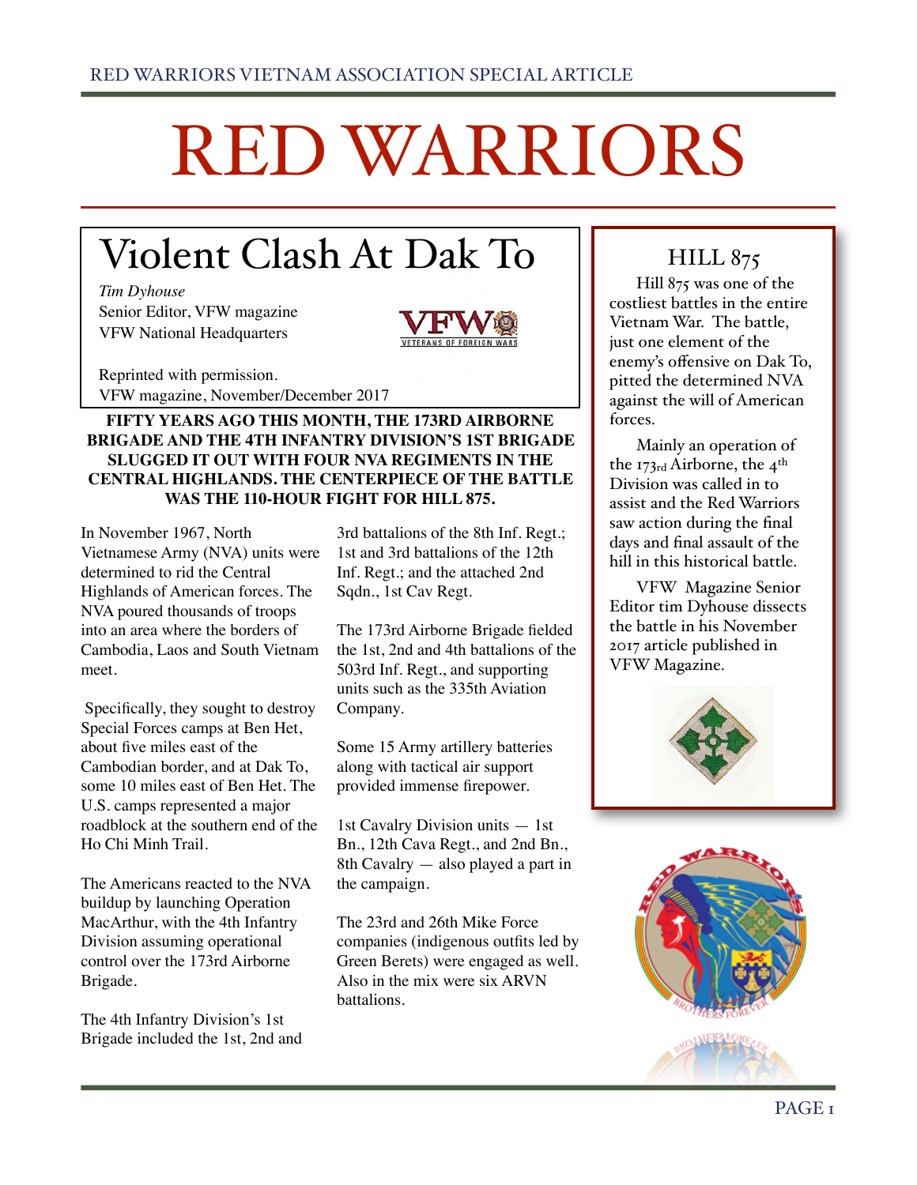RED WARRIORS VIETNAM ASSOCIATION SPECIAL ARTICLE

# RED WARRIORS

## Violent Clash At Dak To

*Tim Dyhouse*
Senior Editor, VFW magazine
VFW National Headquarters

Reprinted with permission.
VFW magazine, November/December 2017

**FIFTY YEARS AGO THIS MONTH, THE 173RD AIRBORNE BRIGADE AND THE 4TH INFANTRY DIVISION'S 1ST BRIGADE SLUGGED IT OUT WITH FOUR NVA REGIMENTS IN THE CENTRAL HIGHLANDS. THE CENTERPIECE OF THE BATTLE WAS THE 110-HOUR FIGHT FOR HILL 875.**

In November 1967, North Vietnamese Army (NVA) units were determined to rid the Central Highlands of American forces. The NVA poured thousands of troops into an area where the borders of Cambodia, Laos and South Vietnam meet.

Specifically, they sought to destroy Special Forces camps at Ben Het, about five miles east of the Cambodian border, and at Dak To, some 10 miles east of Ben Het. The U.S. camps represented a major roadblock at the southern end of the Ho Chi Minh Trail.

The Americans reacted to the NVA buildup by launching Operation MacArthur, with the 4th Infantry Division assuming operational control over the 173rd Airborne Brigade.

The 4th Infantry Division's 1st Brigade included the 1st, 2nd and 3rd battalions of the 8th Inf. Regt.; 1st and 3rd battalions of the 12th Inf. Regt.; and the attached 2nd Sqdn., 1st Cav Regt.

The 173rd Airborne Brigade fielded the 1st, 2nd and 4th battalions of the 503rd Inf. Regt., and supporting units such as the 335th Aviation Company.

Some 15 Army artillery batteries along with tactical air support provided immense firepower.

1st Cavalry Division units — 1st Bn., 12th Cava Regt., and 2nd Bn., 8th Cavalry — also played a part in the campaign.

The 23rd and 26th Mike Force companies (indigenous outfits led by Green Berets) were engaged as well. Also in the mix were six ARVN battalions.

### HILL 875

Hill 875 was one of the costliest battles in the entire Vietnam War. The battle, just one element of the enemy's offensive on Dak To, pitted the determined NVA against the will of American forces.

Mainly an operation of the 173rd Airborne, the 4th Division was called in to assist and the Red Warriors saw action during the final days and final assault of the hill in this historical battle.

VFW Magazine Senior Editor tim Dyhouse dissects the battle in his November 2017 article published in VFW Magazine.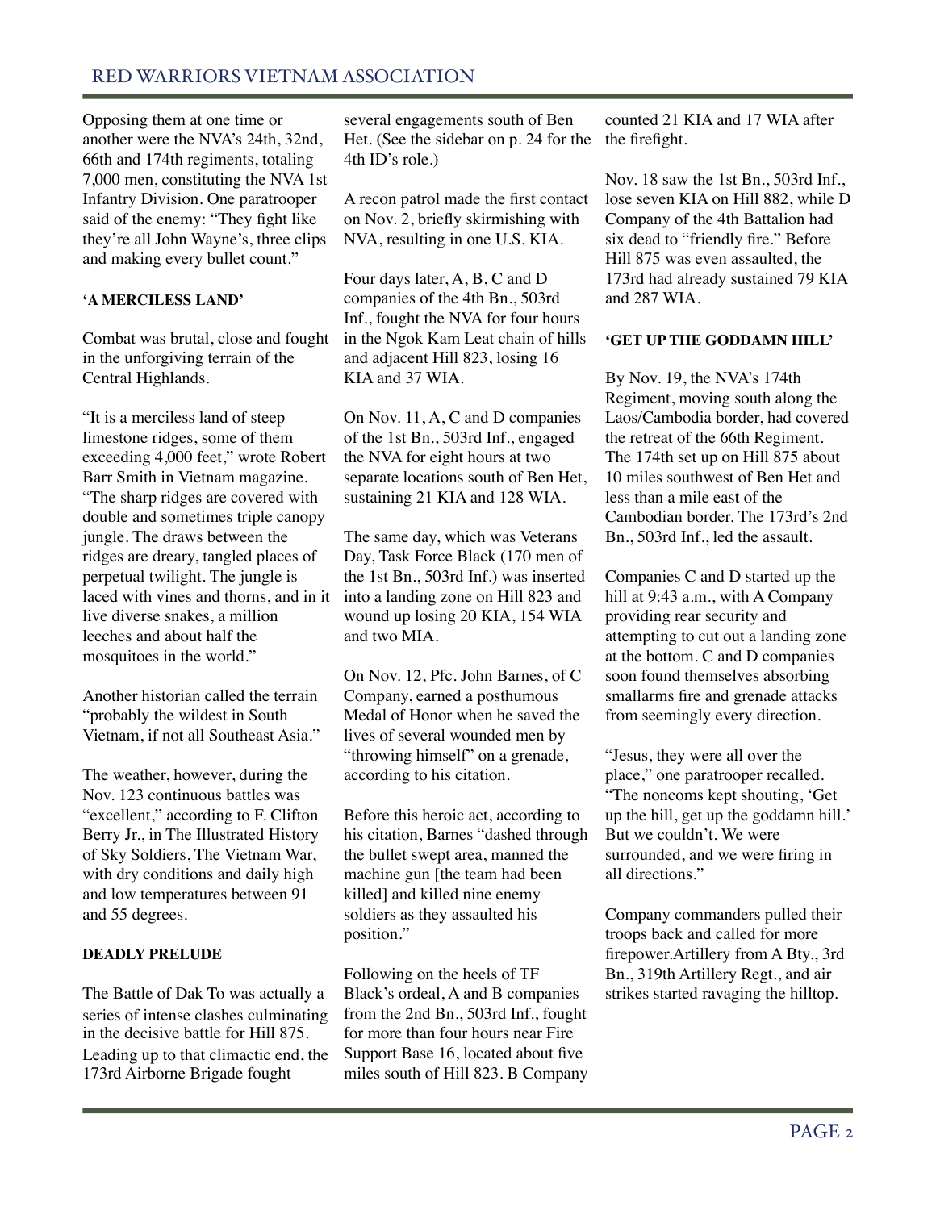Opposing them at one time or another were the NVA's 24th, 32nd, 66th and 174th regiments, totaling 7,000 men, constituting the NVA 1st Infantry Division. One paratrooper said of the enemy: "They fight like they're all John Wayne's, three clips and making every bullet count."

### 'A MERCILESS LAND'

Combat was brutal, close and fought in the unforgiving terrain of the Central Highlands.

"It is a merciless land of steep limestone ridges, some of them exceeding 4,000 feet," wrote Robert Barr Smith in Vietnam magazine. "The sharp ridges are covered with double and sometimes triple canopy jungle. The draws between the ridges are dreary, tangled places of perpetual twilight. The jungle is laced with vines and thorns, and in it live diverse snakes, a million leeches and about half the mosquitoes in the world."

Another historian called the terrain "probably the wildest in South Vietnam, if not all Southeast Asia."

The weather, however, during the Nov. 123 continuous battles was "excellent," according to F. Clifton Berry Jr., in The Illustrated History of Sky Soldiers, The Vietnam War, with dry conditions and daily high and low temperatures between 91 and 55 degrees.

### DEADLY PRELUDE

The Battle of Dak To was actually a series of intense clashes culminating in the decisive battle for Hill 875. Leading up to that climactic end, the 173rd Airborne Brigade fought several engagements south of Ben Het. (See the sidebar on p. 24 for the 4th ID's role.)

A recon patrol made the first contact on Nov. 2, briefly skirmishing with NVA, resulting in one U.S. KIA.

Four days later, A, B, C and D companies of the 4th Bn., 503rd Inf., fought the NVA for four hours in the Ngok Kam Leat chain of hills and adjacent Hill 823, losing 16 KIA and 37 WIA.

On Nov. 11, A, C and D companies of the 1st Bn., 503rd Inf., engaged the NVA for eight hours at two separate locations south of Ben Het, sustaining 21 KIA and 128 WIA.

The same day, which was Veterans Day, Task Force Black (170 men of the 1st Bn., 503rd Inf.) was inserted into a landing zone on Hill 823 and wound up losing 20 KIA, 154 WIA and two MIA.

On Nov. 12, Pfc. John Barnes, of C Company, earned a posthumous Medal of Honor when he saved the lives of several wounded men by "throwing himself" on a grenade, according to his citation.

Before this heroic act, according to his citation, Barnes "dashed through the bullet swept area, manned the machine gun [the team had been killed] and killed nine enemy soldiers as they assaulted his position."

Following on the heels of TF Black's ordeal, A and B companies from the 2nd Bn., 503rd Inf., fought for more than four hours near Fire Support Base 16, located about five miles south of Hill 823. B Company counted 21 KIA and 17 WIA after the firefight.

Nov. 18 saw the 1st Bn., 503rd Inf., lose seven KIA on Hill 882, while D Company of the 4th Battalion had six dead to "friendly fire." Before Hill 875 was even assaulted, the 173rd had already sustained 79 KIA and 287 WIA.

### 'GET UP THE GODDAMN HILL'

By Nov. 19, the NVA's 174th Regiment, moving south along the Laos/Cambodia border, had covered the retreat of the 66th Regiment. The 174th set up on Hill 875 about 10 miles southwest of Ben Het and less than a mile east of the Cambodian border. The 173rd's 2nd Bn., 503rd Inf., led the assault.

Companies C and D started up the hill at 9:43 a.m., with A Company providing rear security and attempting to cut out a landing zone at the bottom. C and D companies soon found themselves absorbing smallarms fire and grenade attacks from seemingly every direction.

"Jesus, they were all over the place," one paratrooper recalled. "The noncoms kept shouting, 'Get up the hill, get up the goddamn hill.' But we couldn't. We were surrounded, and we were firing in all directions."

Company commanders pulled their troops back and called for more firepower.Artillery from A Bty., 3rd Bn., 319th Artillery Regt., and air strikes started ravaging the hilltop.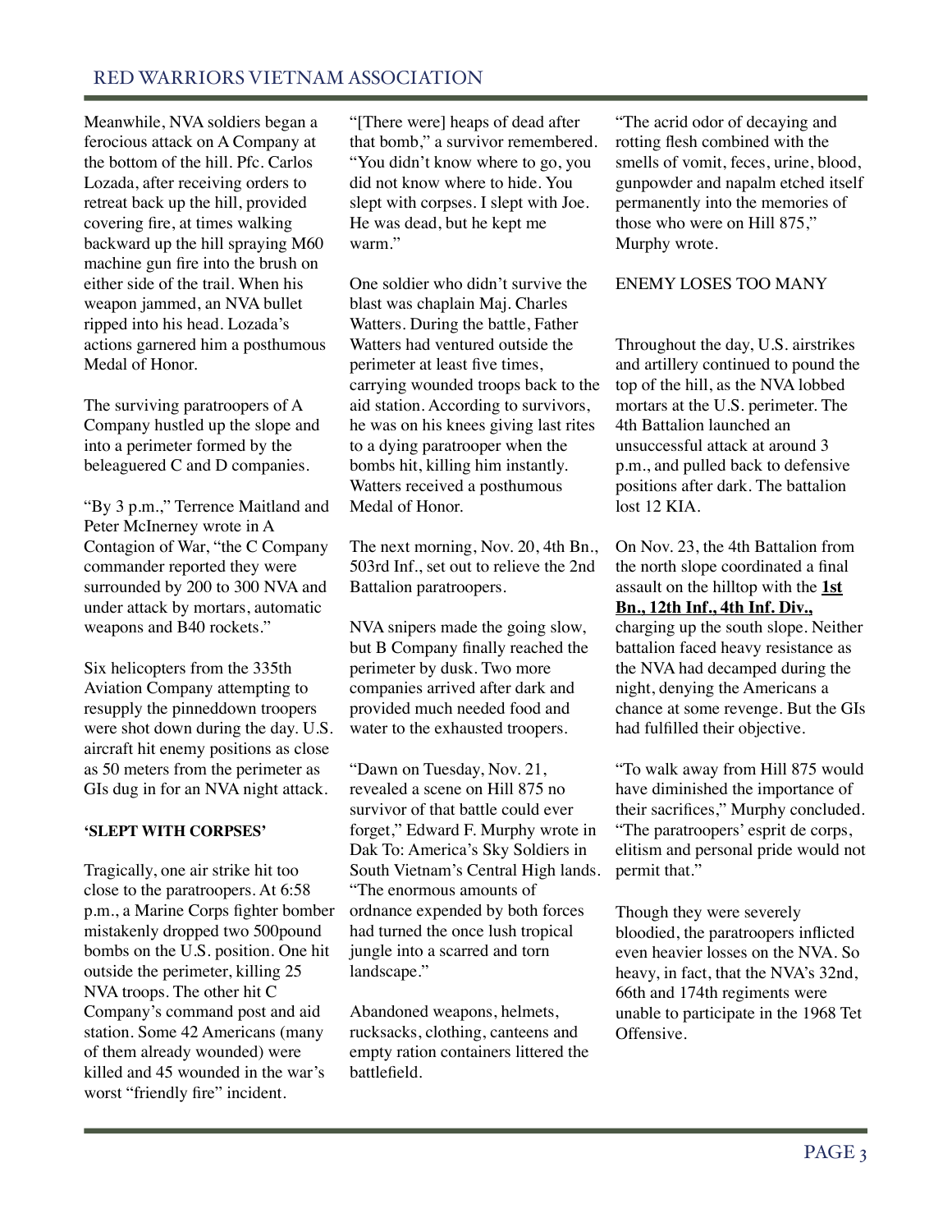Meanwhile, NVA soldiers began a ferocious attack on A Company at the bottom of the hill. Pfc. Carlos Lozada, after receiving orders to retreat back up the hill, provided covering fire, at times walking backward up the hill spraying M60 machine gun fire into the brush on either side of the trail. When his weapon jammed, an NVA bullet ripped into his head. Lozada's actions garnered him a posthumous Medal of Honor.

The surviving paratroopers of A Company hustled up the slope and into a perimeter formed by the beleaguered C and D companies.

"By 3 p.m.," Terrence Maitland and Peter McInerney wrote in A Contagion of War, "the C Company commander reported they were surrounded by 200 to 300 NVA and under attack by mortars, automatic weapons and B40 rockets."

Six helicopters from the 335th Aviation Company attempting to resupply the pinneddown troopers were shot down during the day. U.S. aircraft hit enemy positions as close as 50 meters from the perimeter as GIs dug in for an NVA night attack.

**'SLEPT WITH CORPSES'**

Tragically, one air strike hit too close to the paratroopers. At 6:58 p.m., a Marine Corps fighter bomber mistakenly dropped two 500pound bombs on the U.S. position. One hit outside the perimeter, killing 25 NVA troops. The other hit C Company's command post and aid station. Some 42 Americans (many of them already wounded) were killed and 45 wounded in the war's worst "friendly fire" incident.

"[There were] heaps of dead after that bomb," a survivor remembered. "You didn't know where to go, you did not know where to hide. You slept with corpses. I slept with Joe. He was dead, but he kept me warm."

One soldier who didn't survive the blast was chaplain Maj. Charles Watters. During the battle, Father Watters had ventured outside the perimeter at least five times, carrying wounded troops back to the aid station. According to survivors, he was on his knees giving last rites to a dying paratrooper when the bombs hit, killing him instantly. Watters received a posthumous Medal of Honor.

The next morning, Nov. 20, 4th Bn., 503rd Inf., set out to relieve the 2nd Battalion paratroopers.

NVA snipers made the going slow, but B Company finally reached the perimeter by dusk. Two more companies arrived after dark and provided much needed food and water to the exhausted troopers.

"Dawn on Tuesday, Nov. 21, revealed a scene on Hill 875 no survivor of that battle could ever forget," Edward F. Murphy wrote in Dak To: America's Sky Soldiers in South Vietnam's Central High lands. "The enormous amounts of ordnance expended by both forces had turned the once lush tropical jungle into a scarred and torn landscape."

Abandoned weapons, helmets, rucksacks, clothing, canteens and empty ration containers littered the battlefield.

"The acrid odor of decaying and rotting flesh combined with the smells of vomit, feces, urine, blood, gunpowder and napalm etched itself permanently into the memories of those who were on Hill 875," Murphy wrote.

ENEMY LOSES TOO MANY

Throughout the day, U.S. airstrikes and artillery continued to pound the top of the hill, as the NVA lobbed mortars at the U.S. perimeter. The 4th Battalion launched an unsuccessful attack at around 3 p.m., and pulled back to defensive positions after dark. The battalion lost 12 KIA.

On Nov. 23, the 4th Battalion from the north slope coordinated a final assault on the hilltop with the **1st Bn., 12th Inf., 4th Inf. Div.,** charging up the south slope. Neither battalion faced heavy resistance as the NVA had decamped during the night, denying the Americans a chance at some revenge. But the GIs had fulfilled their objective.

"To walk away from Hill 875 would have diminished the importance of their sacrifices," Murphy concluded. "The paratroopers' esprit de corps, elitism and personal pride would not permit that."

Though they were severely bloodied, the paratroopers inflicted even heavier losses on the NVA. So heavy, in fact, that the NVA's 32nd, 66th and 174th regiments were unable to participate in the 1968 Tet Offensive.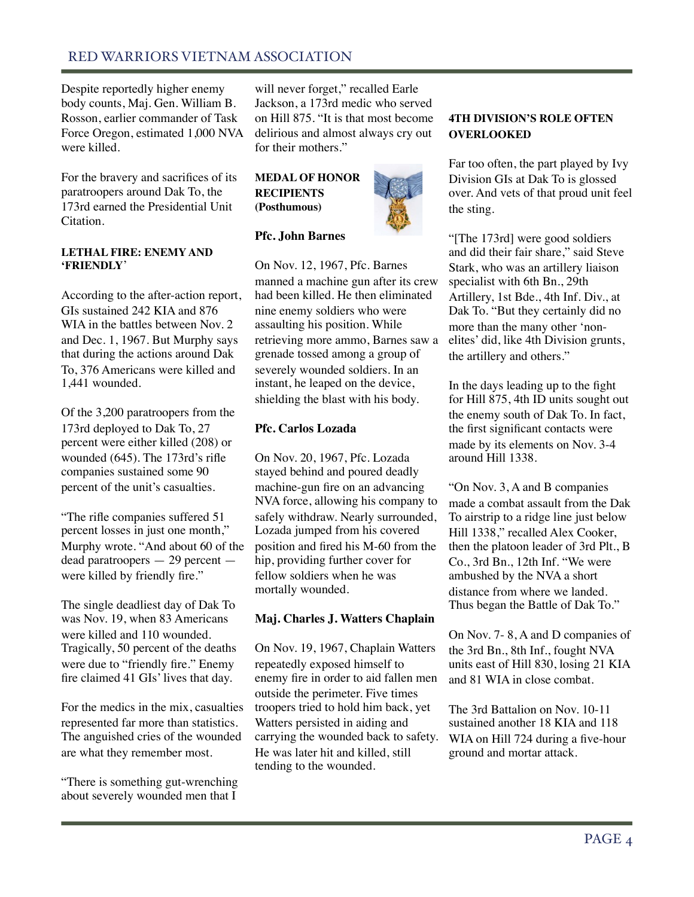Despite reportedly higher enemy body counts, Maj. Gen. William B. Rosson, earlier commander of Task Force Oregon, estimated 1,000 NVA were killed.

For the bravery and sacrifices of its paratroopers around Dak To, the 173rd earned the Presidential Unit Citation.

**LETHAL FIRE: ENEMY AND 'FRIENDLY'**

According to the after-action report, GIs sustained 242 KIA and 876 WIA in the battles between Nov. 2 and Dec. 1, 1967. But Murphy says that during the actions around Dak To, 376 Americans were killed and 1,441 wounded.

Of the 3,200 paratroopers from the 173rd deployed to Dak To, 27 percent were either killed (208) or wounded (645). The 173rd's rifle companies sustained some 90 percent of the unit's casualties.

"The rifle companies suffered 51 percent losses in just one month," Murphy wrote. "And about 60 of the dead paratroopers — 29 percent — were killed by friendly fire."

The single deadliest day of Dak To was Nov. 19, when 83 Americans were killed and 110 wounded. Tragically, 50 percent of the deaths were due to "friendly fire." Enemy fire claimed 41 GIs' lives that day.

For the medics in the mix, casualties represented far more than statistics. The anguished cries of the wounded are what they remember most.

"There is something gut-wrenching about severely wounded men that I will never forget," recalled Earle Jackson, a 173rd medic who served on Hill 875. "It is that most become delirious and almost always cry out for their mothers."

**MEDAL OF HONOR RECIPIENTS (Posthumous)**

**Pfc. John Barnes**

On Nov. 12, 1967, Pfc. Barnes manned a machine gun after its crew had been killed. He then eliminated nine enemy soldiers who were assaulting his position. While retrieving more ammo, Barnes saw a grenade tossed among a group of severely wounded soldiers. In an instant, he leaped on the device, shielding the blast with his body.

**Pfc. Carlos Lozada**

On Nov. 20, 1967, Pfc. Lozada stayed behind and poured deadly machine-gun fire on an advancing NVA force, allowing his company to safely withdraw. Nearly surrounded, Lozada jumped from his covered position and fired his M-60 from the hip, providing further cover for fellow soldiers when he was mortally wounded.

**Maj. Charles J. Watters Chaplain**

On Nov. 19, 1967, Chaplain Watters repeatedly exposed himself to enemy fire in order to aid fallen men outside the perimeter. Five times troopers tried to hold him back, yet Watters persisted in aiding and carrying the wounded back to safety. He was later hit and killed, still tending to the wounded.

**4TH DIVISION'S ROLE OFTEN OVERLOOKED**

Far too often, the part played by Ivy Division GIs at Dak To is glossed over. And vets of that proud unit feel the sting.

"[The 173rd] were good soldiers and did their fair share," said Steve Stark, who was an artillery liaison specialist with 6th Bn., 29th Artillery, 1st Bde., 4th Inf. Div., at Dak To. "But they certainly did no more than the many other 'non-elites' did, like 4th Division grunts, the artillery and others."

In the days leading up to the fight for Hill 875, 4th ID units sought out the enemy south of Dak To. In fact, the first significant contacts were made by its elements on Nov. 3-4 around Hill 1338.

"On Nov. 3, A and B companies made a combat assault from the Dak To airstrip to a ridge line just below Hill 1338," recalled Alex Cooker, then the platoon leader of 3rd Plt., B Co., 3rd Bn., 12th Inf. "We were ambushed by the NVA a short distance from where we landed. Thus began the Battle of Dak To."

On Nov. 7- 8, A and D companies of the 3rd Bn., 8th Inf., fought NVA units east of Hill 830, losing 21 KIA and 81 WIA in close combat.

The 3rd Battalion on Nov. 10-11 sustained another 18 KIA and 118 WIA on Hill 724 during a five-hour ground and mortar attack.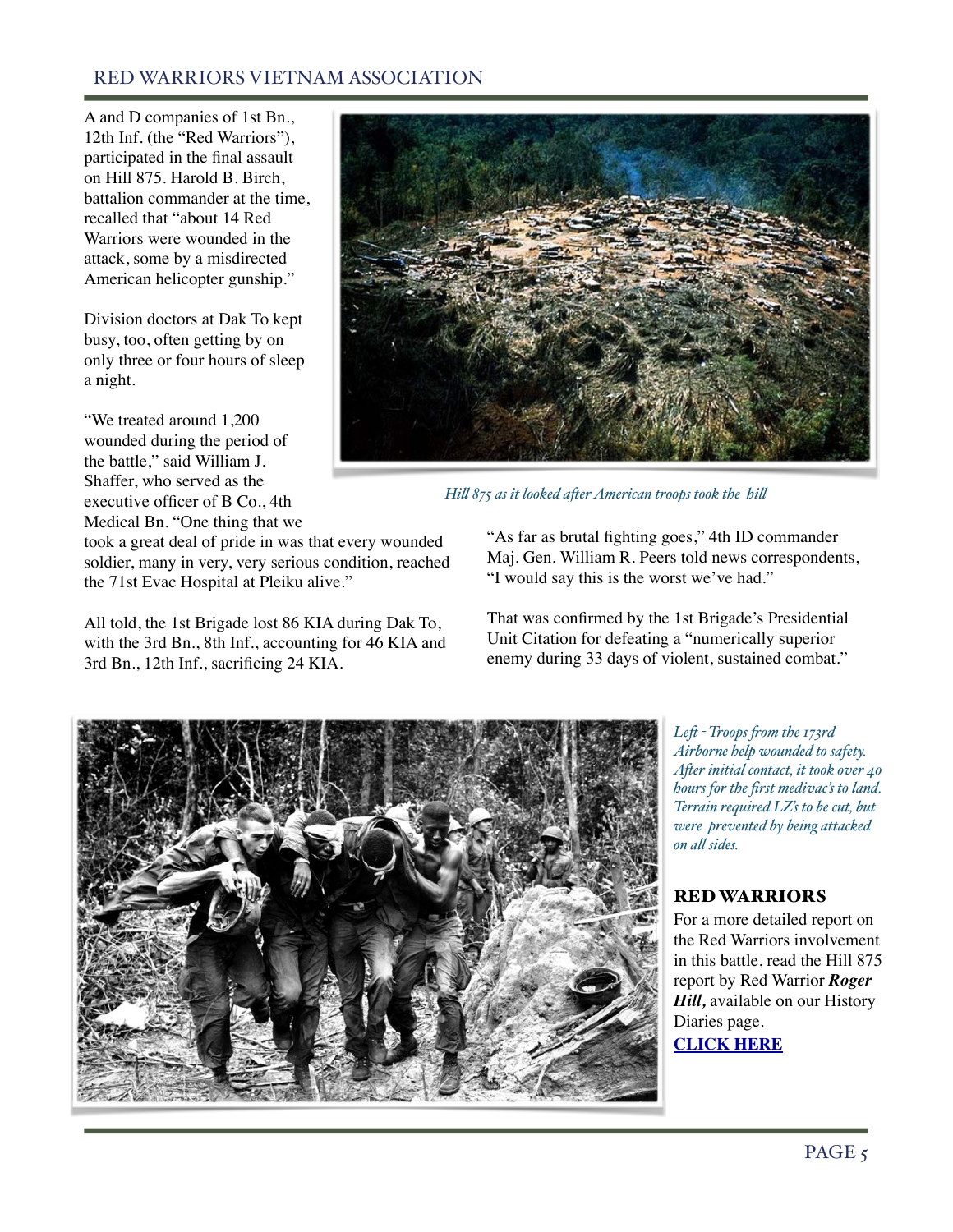A and D companies of 1st Bn., 12th Inf. (the "Red Warriors"), participated in the final assault on Hill 875. Harold B. Birch, battalion commander at the time, recalled that "about 14 Red Warriors were wounded in the attack, some by a misdirected American helicopter gunship."

Division doctors at Dak To kept busy, too, often getting by on only three or four hours of sleep a night.

"We treated around 1,200 wounded during the period of the battle," said William J. Shaffer, who served as the executive officer of B Co., 4th Medical Bn. "One thing that we took a great deal of pride in was that every wounded soldier, many in very, very serious condition, reached the 71st Evac Hospital at Pleiku alive."

All told, the 1st Brigade lost 86 KIA during Dak To, with the 3rd Bn., 8th Inf., accounting for 46 KIA and 3rd Bn., 12th Inf., sacrificing 24 KIA.

*Hill 875 as it looked after American troops took the hill*

"As far as brutal fighting goes," 4th ID commander Maj. Gen. William R. Peers told news correspondents, "I would say this is the worst we've had."

That was confirmed by the 1st Brigade's Presidential Unit Citation for defeating a "numerically superior enemy during 33 days of violent, sustained combat."

*Left - Troops from the 173rd Airborne help wounded to safety. After initial contact, it took over 40 hours for the first medivac's to land. Terrain required LZ's to be cut, but were prevented by being attacked on all sides.*

### RED WARRIORS

For a more detailed report on the Red Warriors involvement in this battle, read the Hill 875 report by Red Warrior ***Roger Hill,*** available on our History Diaries page.

**CLICK HERE**